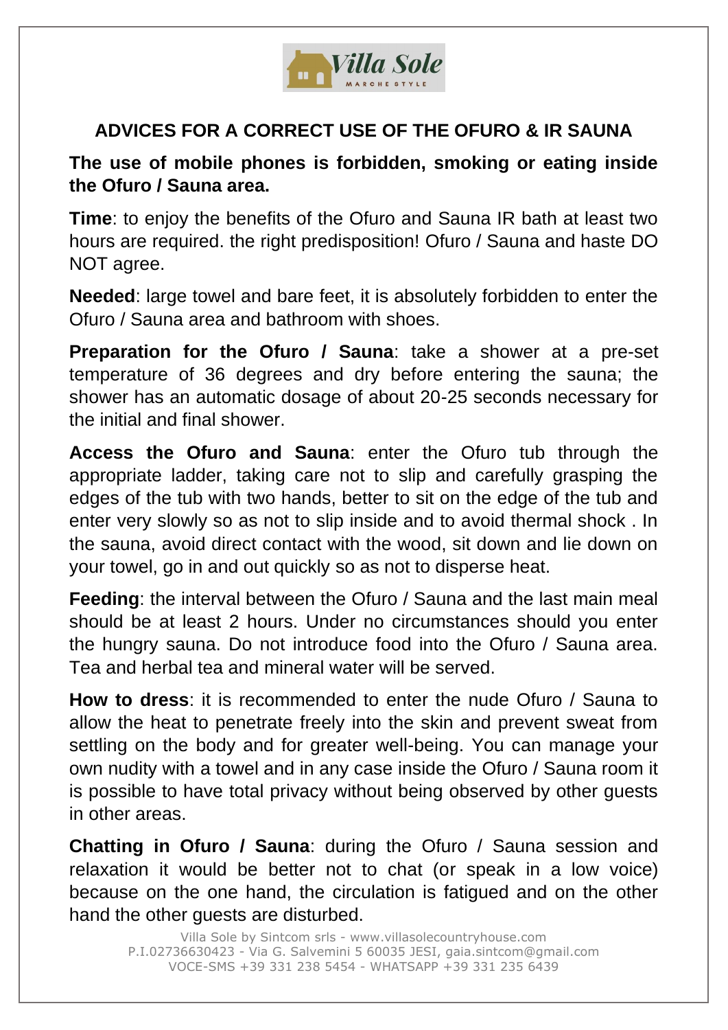## ADVICES FOR A CORRECT USE OF THE OFURO & IR SAUNA

**The use of mobile phones is forbidden, smoking or eating inside the Ofuro / Sauna area.**

**Time**: to enjoy the benefits of the Ofuro and Sauna IR bath at least two hours are required. the right predisposition! Ofuro / Sauna and haste DO NOT agree.

**Needed**: large towel and bare feet, it is absolutely forbidden to enter the Ofuro / Sauna area and bathroom with shoes.

**Preparation for the Ofuro / Sauna**: take a shower at a pre-set temperature of 36 degrees and dry before entering the sauna; the shower has an automatic dosage of about 20-25 seconds necessary for the initial and final shower.

**Access the Ofuro and Sauna**: enter the Ofuro tub through the appropriate ladder, taking care not to slip and carefully grasping the edges of the tub with two hands, better to sit on the edge of the tub and enter very slowly so as not to slip inside and to avoid thermal shock . In the sauna, avoid direct contact with the wood, sit down and lie down on your towel, go in and out quickly so as not to disperse heat.

**Feeding**: the interval between the Ofuro / Sauna and the last main meal should be at least 2 hours. Under no circumstances should you enter the hungry sauna. Do not introduce food into the Ofuro / Sauna area. Tea and herbal tea and mineral water will be served.

**How to dress**: it is recommended to enter the nude Ofuro / Sauna to allow the heat to penetrate freely into the skin and prevent sweat from settling on the body and for greater well-being. You can manage your own nudity with a towel and in any case inside the Ofuro / Sauna room it is possible to have total privacy without being observed by other guests in other areas.

**Chatting in Ofuro / Sauna**: during the Ofuro / Sauna session and relaxation it would be better not to chat (or speak in a low voice) because on the one hand, the circulation is fatigued and on the other hand the other guests are disturbed.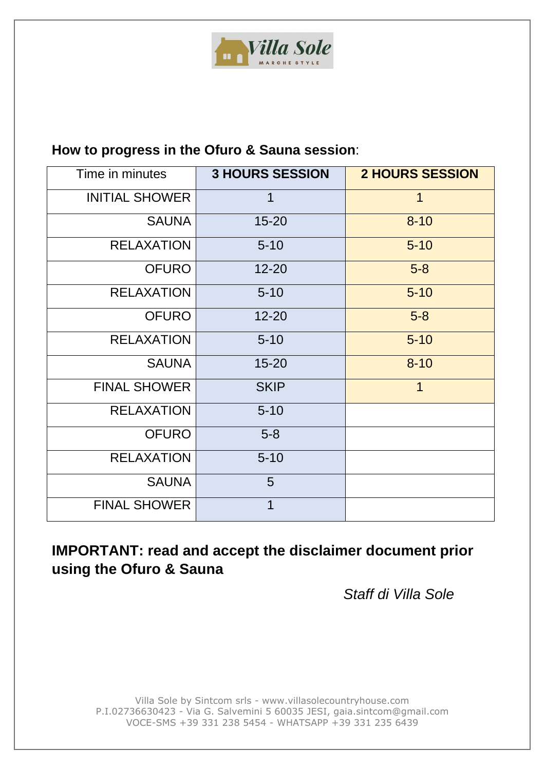Villa Sole

MARCHE STYLE

**How to progress in the Ofuro & Sauna session**:

| Time in minutes | 3 HOURS SESSION | 2 HOURS SESSION |
|---|---|---|
| INITIAL SHOWER | 1 | 1 |
| SAUNA | 15-20 | 8-10 |
| RELAXATION | 5-10 | 5-10 |
| OFURO | 12-20 | 5-8 |
| RELAXATION | 5-10 | 5-10 |
| OFURO | 12-20 | 5-8 |
| RELAXATION | 5-10 | 5-10 |
| SAUNA | 15-20 | 8-10 |
| FINAL SHOWER | SKIP | 1 |
| RELAXATION | 5-10 | |
| OFURO | 5-8 | |
| RELAXATION | 5-10 | |
| SAUNA | 5 | |
| FINAL SHOWER | 1 | |

**IMPORTANT: read and accept the disclaimer document prior using the Ofuro & Sauna**

*Staff di Villa Sole*

Villa Sole by Sintcom srls - www.villasolecountryhouse.com
P.I.02736630423 - Via G. Salvemini 5 60035 JESI, gaia.sintcom@gmail.com
VOCE-SMS +39 331 238 5454 - WHATSAPP +39 331 235 6439